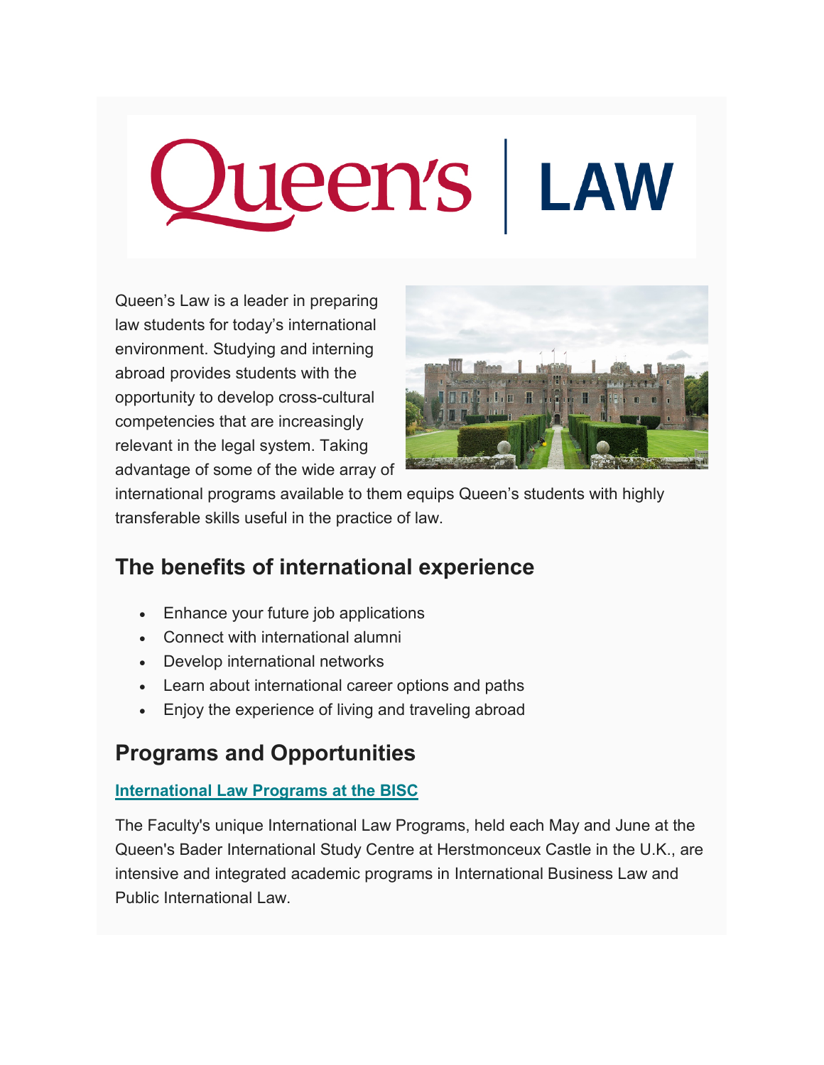# Queen's | LAW

Queen's Law is a leader in preparing law students for today's international environment. Studying and interning abroad provides students with the opportunity to develop cross-cultural competencies that are increasingly relevant in the legal system. Taking advantage of some of the wide array of international programs available to them equips Queen's students with highly transferable skills useful in the practice of law.

## The benefits of international experience

- Enhance your future job applications
- Connect with international alumni
- Develop international networks
- Learn about international career options and paths
- Enjoy the experience of living and traveling abroad

## Programs and Opportunities

**International Law Programs at the BISC**

The Faculty's unique International Law Programs, held each May and June at the Queen's Bader International Study Centre at Herstmonceux Castle in the U.K., are intensive and integrated academic programs in International Business Law and Public International Law.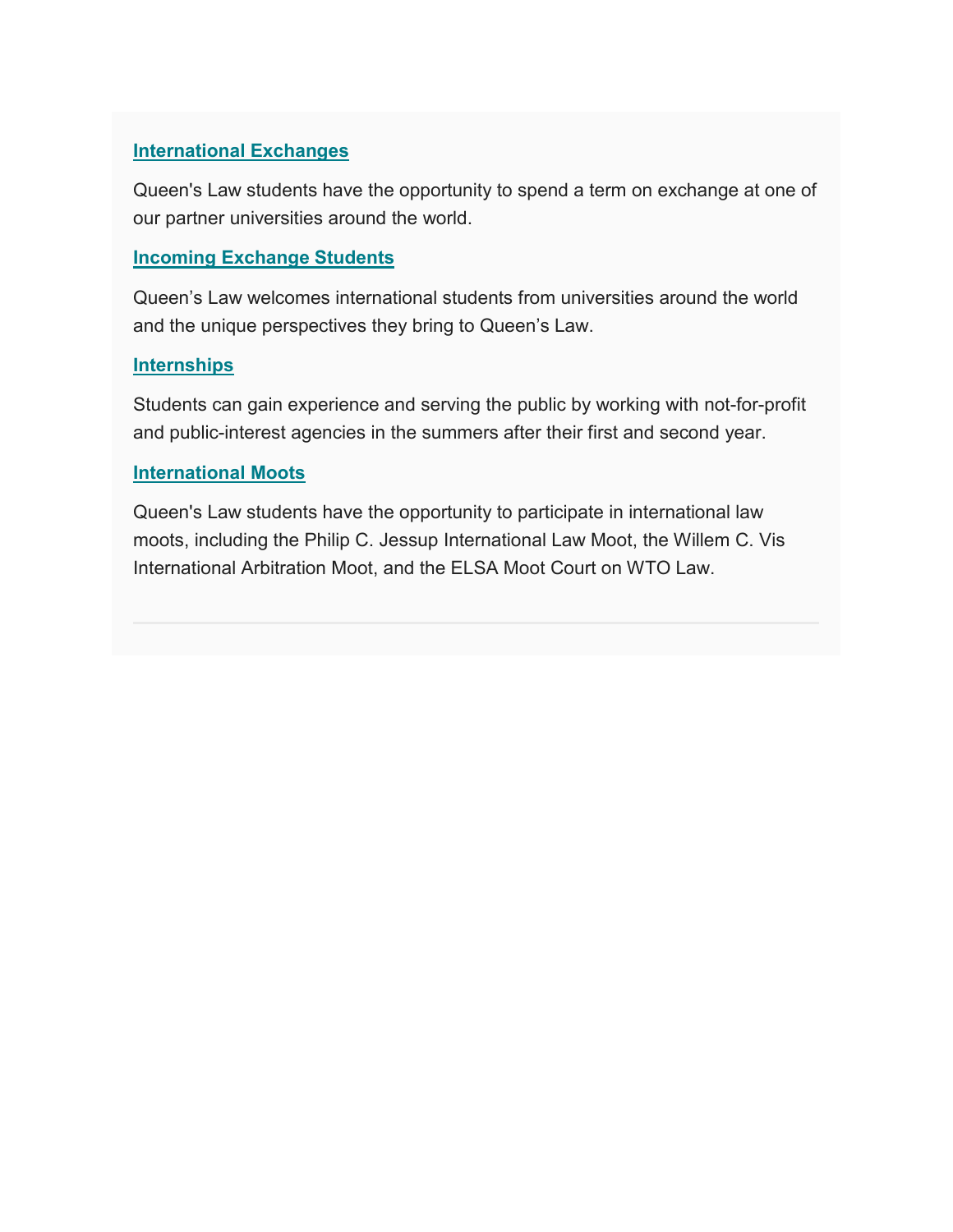### [International Exchanges]

Queen's Law students have the opportunity to spend a term on exchange at one of our partner universities around the world.

### [Incoming Exchange Students]

Queen’s Law welcomes international students from universities around the world and the unique perspectives they bring to Queen’s Law.

### [Internships]

Students can gain experience and serving the public by working with not-for-profit and public-interest agencies in the summers after their first and second year.

### [International Moots]

Queen's Law students have the opportunity to participate in international law moots, including the Philip C. Jessup International Law Moot, the Willem C. Vis International Arbitration Moot, and the ELSA Moot Court on WTO Law.

---